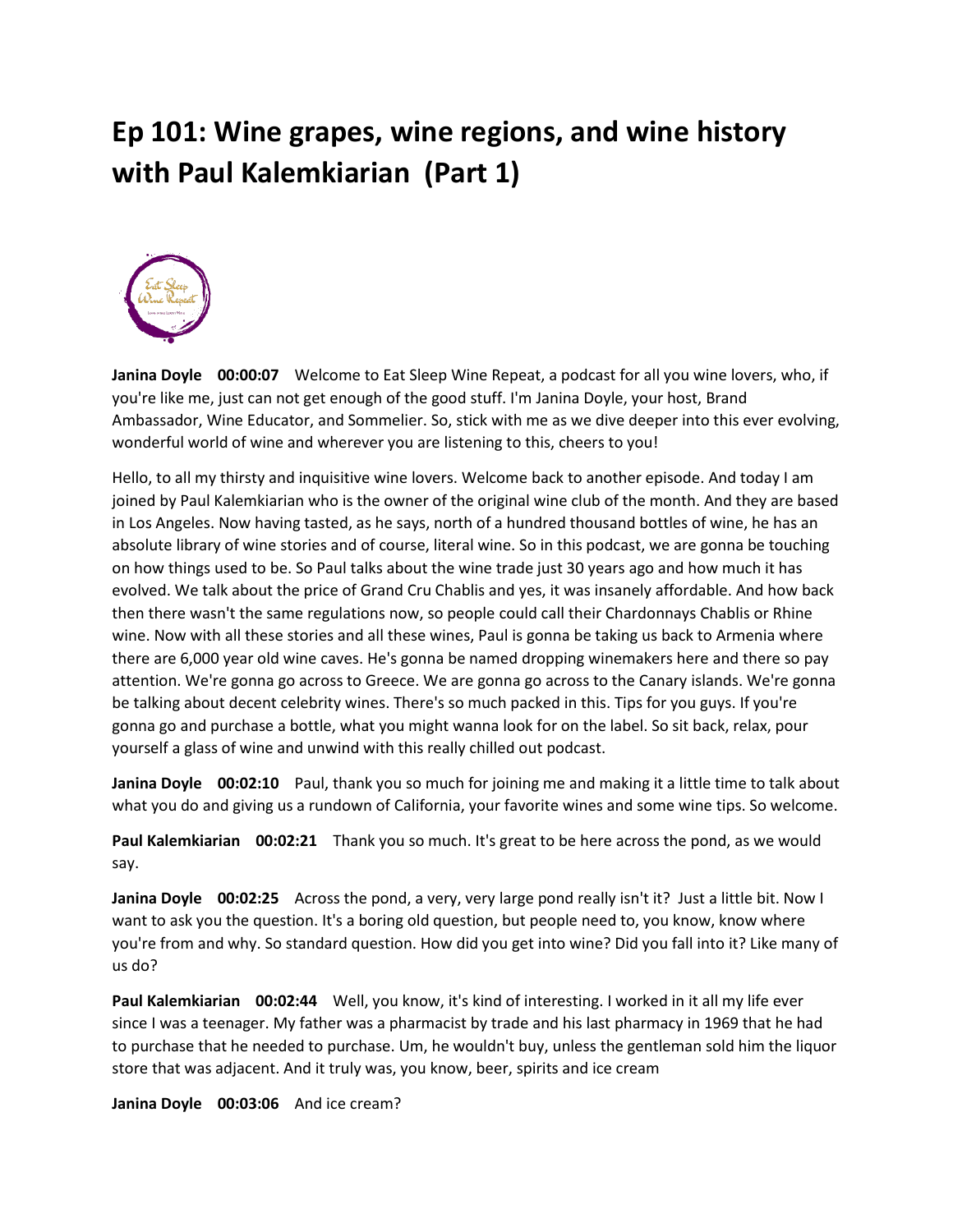# Ep 101: Wine grapes, wine regions, and wine history with Paul Kalemkiarian (Part 1)

**Janina Doyle 00:00:07** Welcome to Eat Sleep Wine Repeat, a podcast for all you wine lovers, who, if you're like me, just can not get enough of the good stuff. I'm Janina Doyle, your host, Brand Ambassador, Wine Educator, and Sommelier. So, stick with me as we dive deeper into this ever evolving, wonderful world of wine and wherever you are listening to this, cheers to you!

Hello, to all my thirsty and inquisitive wine lovers. Welcome back to another episode. And today I am joined by Paul Kalemkiarian who is the owner of the original wine club of the month. And they are based in Los Angeles. Now having tasted, as he says, north of a hundred thousand bottles of wine, he has an absolute library of wine stories and of course, literal wine. So in this podcast, we are gonna be touching on how things used to be. So Paul talks about the wine trade just 30 years ago and how much it has evolved. We talk about the price of Grand Cru Chablis and yes, it was insanely affordable. And how back then there wasn't the same regulations now, so people could call their Chardonnays Chablis or Rhine wine. Now with all these stories and all these wines, Paul is gonna be taking us back to Armenia where there are 6,000 year old wine caves. He's gonna be named dropping winemakers here and there so pay attention. We're gonna go across to Greece. We are gonna go across to the Canary islands. We're gonna be talking about decent celebrity wines. There's so much packed in this. Tips for you guys. If you're gonna go and purchase a bottle, what you might wanna look for on the label. So sit back, relax, pour yourself a glass of wine and unwind with this really chilled out podcast.

**Janina Doyle 00:02:10** Paul, thank you so much for joining me and making it a little time to talk about what you do and giving us a rundown of California, your favorite wines and some wine tips. So welcome.

**Paul Kalemkiarian 00:02:21** Thank you so much. It's great to be here across the pond, as we would say.

**Janina Doyle 00:02:25** Across the pond, a very, very large pond really isn't it? Just a little bit. Now I want to ask you the question. It's a boring old question, but people need to, you know, know where you're from and why. So standard question. How did you get into wine? Did you fall into it? Like many of us do?

**Paul Kalemkiarian 00:02:44** Well, you know, it's kind of interesting. I worked in it all my life ever since I was a teenager. My father was a pharmacist by trade and his last pharmacy in 1969 that he had to purchase that he needed to purchase. Um, he wouldn't buy, unless the gentleman sold him the liquor store that was adjacent. And it truly was, you know, beer, spirits and ice cream

**Janina Doyle 00:03:06** And ice cream?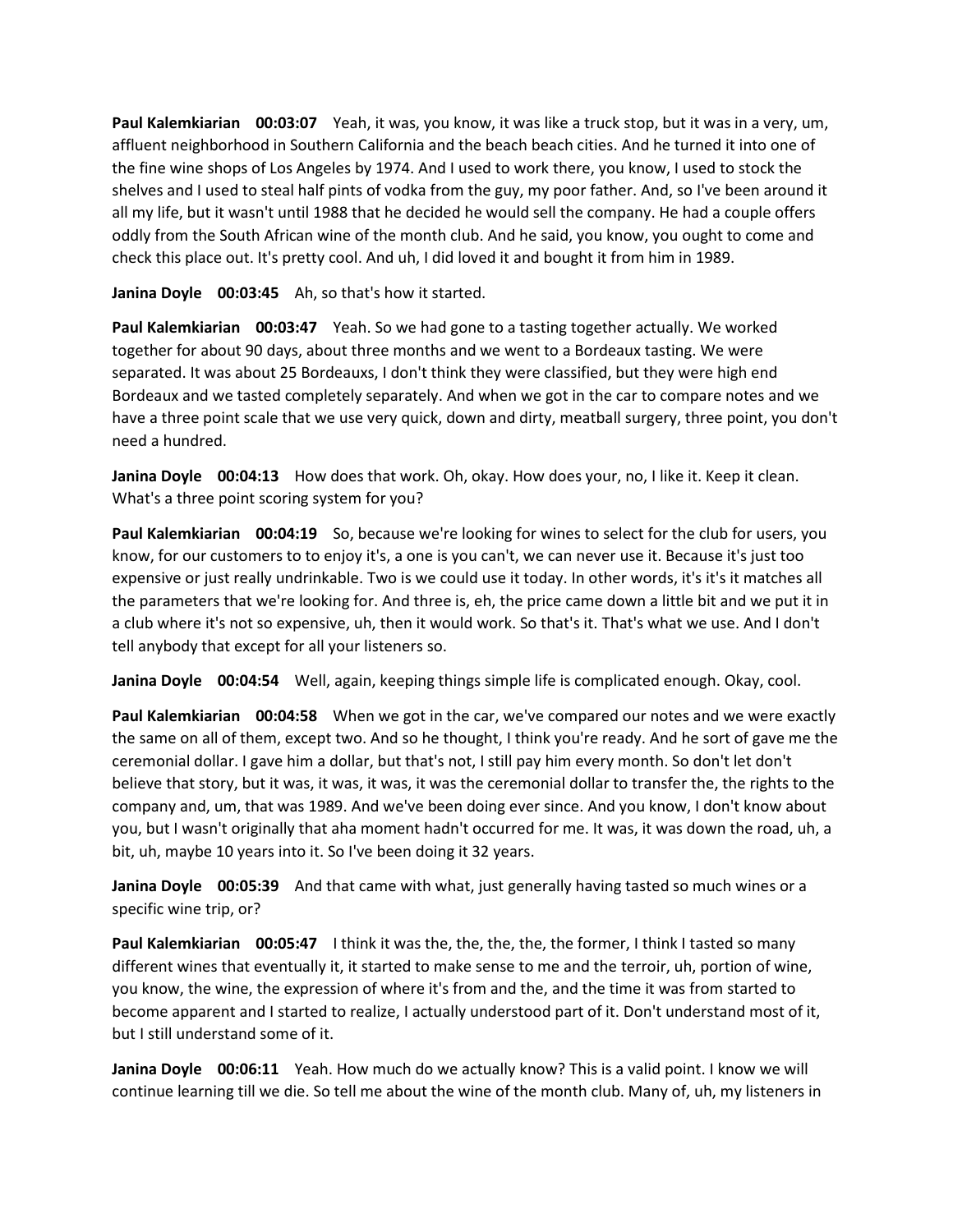**Paul Kalemkiarian 00:03:07** Yeah, it was, you know, it was like a truck stop, but it was in a very, um, affluent neighborhood in Southern California and the beach beach cities. And he turned it into one of the fine wine shops of Los Angeles by 1974. And I used to work there, you know, I used to stock the shelves and I used to steal half pints of vodka from the guy, my poor father. And, so I've been around it all my life, but it wasn't until 1988 that he decided he would sell the company. He had a couple offers oddly from the South African wine of the month club. And he said, you know, you ought to come and check this place out. It's pretty cool. And uh, I did loved it and bought it from him in 1989.

**Janina Doyle 00:03:45** Ah, so that's how it started.

**Paul Kalemkiarian 00:03:47** Yeah. So we had gone to a tasting together actually. We worked together for about 90 days, about three months and we went to a Bordeaux tasting. We were separated. It was about 25 Bordeauxs, I don't think they were classified, but they were high end Bordeaux and we tasted completely separately. And when we got in the car to compare notes and we have a three point scale that we use very quick, down and dirty, meatball surgery, three point, you don't need a hundred.

**Janina Doyle 00:04:13** How does that work. Oh, okay. How does your, no, I like it. Keep it clean. What's a three point scoring system for you?

**Paul Kalemkiarian 00:04:19** So, because we're looking for wines to select for the club for users, you know, for our customers to to enjoy it's, a one is you can't, we can never use it. Because it's just too expensive or just really undrinkable. Two is we could use it today. In other words, it's it's it matches all the parameters that we're looking for. And three is, eh, the price came down a little bit and we put it in a club where it's not so expensive, uh, then it would work. So that's it. That's what we use. And I don't tell anybody that except for all your listeners so.

**Janina Doyle 00:04:54** Well, again, keeping things simple life is complicated enough. Okay, cool.

**Paul Kalemkiarian 00:04:58** When we got in the car, we've compared our notes and we were exactly the same on all of them, except two. And so he thought, I think you're ready. And he sort of gave me the ceremonial dollar. I gave him a dollar, but that's not, I still pay him every month. So don't let don't believe that story, but it was, it was, it was, it was the ceremonial dollar to transfer the, the rights to the company and, um, that was 1989. And we've been doing ever since. And you know, I don't know about you, but I wasn't originally that aha moment hadn't occurred for me. It was, it was down the road, uh, a bit, uh, maybe 10 years into it. So I've been doing it 32 years.

**Janina Doyle 00:05:39** And that came with what, just generally having tasted so much wines or a specific wine trip, or?

**Paul Kalemkiarian 00:05:47** I think it was the, the, the, the, the former, I think I tasted so many different wines that eventually it, it started to make sense to me and the terroir, uh, portion of wine, you know, the wine, the expression of where it's from and the, and the time it was from started to become apparent and I started to realize, I actually understood part of it. Don't understand most of it, but I still understand some of it.

**Janina Doyle 00:06:11** Yeah. How much do we actually know? This is a valid point. I know we will continue learning till we die. So tell me about the wine of the month club. Many of, uh, my listeners in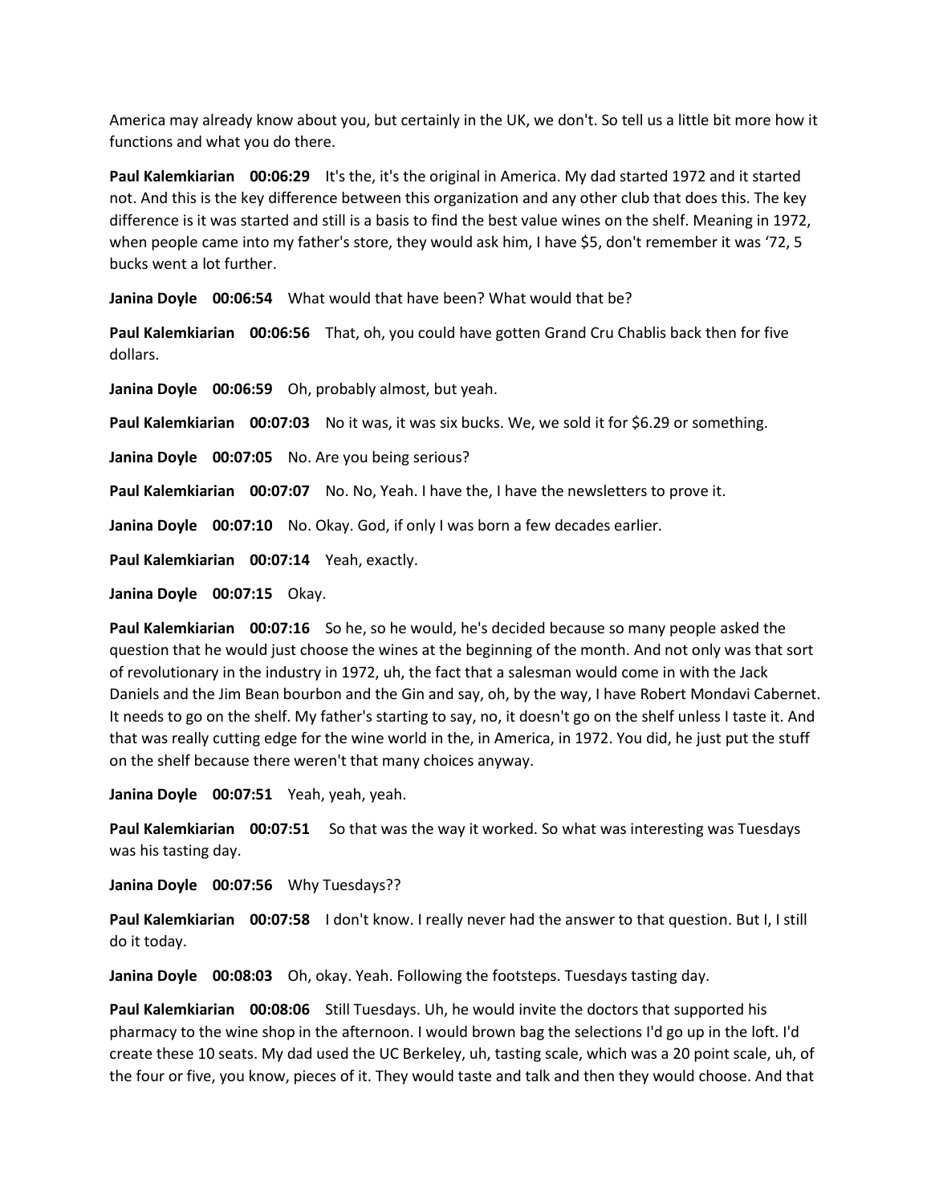America may already know about you, but certainly in the UK, we don't. So tell us a little bit more how it functions and what you do there.

**Paul Kalemkiarian 00:06:29** It's the, it's the original in America. My dad started 1972 and it started not. And this is the key difference between this organization and any other club that does this. The key difference is it was started and still is a basis to find the best value wines on the shelf. Meaning in 1972, when people came into my father's store, they would ask him, I have $5, don't remember it was '72, 5 bucks went a lot further.

**Janina Doyle 00:06:54** What would that have been? What would that be?

**Paul Kalemkiarian 00:06:56** That, oh, you could have gotten Grand Cru Chablis back then for five dollars.

**Janina Doyle 00:06:59** Oh, probably almost, but yeah.

**Paul Kalemkiarian 00:07:03** No it was, it was six bucks. We, we sold it for $6.29 or something.

**Janina Doyle 00:07:05** No. Are you being serious?

**Paul Kalemkiarian 00:07:07** No. No, Yeah. I have the, I have the newsletters to prove it.

**Janina Doyle 00:07:10** No. Okay. God, if only I was born a few decades earlier.

**Paul Kalemkiarian 00:07:14** Yeah, exactly.

**Janina Doyle 00:07:15** Okay.

**Paul Kalemkiarian 00:07:16** So he, so he would, he's decided because so many people asked the question that he would just choose the wines at the beginning of the month. And not only was that sort of revolutionary in the industry in 1972, uh, the fact that a salesman would come in with the Jack Daniels and the Jim Bean bourbon and the Gin and say, oh, by the way, I have Robert Mondavi Cabernet. It needs to go on the shelf. My father's starting to say, no, it doesn't go on the shelf unless I taste it. And that was really cutting edge for the wine world in the, in America, in 1972. You did, he just put the stuff on the shelf because there weren't that many choices anyway.

**Janina Doyle 00:07:51** Yeah, yeah, yeah.

**Paul Kalemkiarian 00:07:51** So that was the way it worked. So what was interesting was Tuesdays was his tasting day.

**Janina Doyle 00:07:56** Why Tuesdays??

**Paul Kalemkiarian 00:07:58** I don't know. I really never had the answer to that question. But I, I still do it today.

**Janina Doyle 00:08:03** Oh, okay. Yeah. Following the footsteps. Tuesdays tasting day.

**Paul Kalemkiarian 00:08:06** Still Tuesdays. Uh, he would invite the doctors that supported his pharmacy to the wine shop in the afternoon. I would brown bag the selections I'd go up in the loft. I'd create these 10 seats. My dad used the UC Berkeley, uh, tasting scale, which was a 20 point scale, uh, of the four or five, you know, pieces of it. They would taste and talk and then they would choose. And that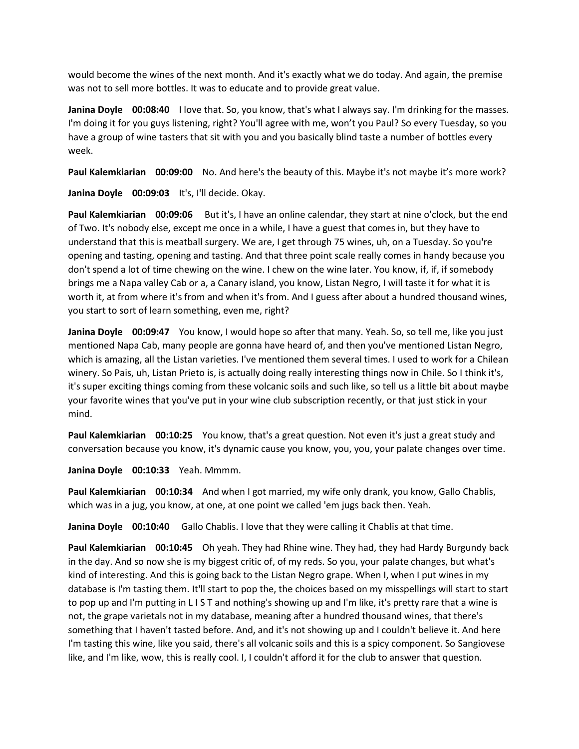would become the wines of the next month. And it's exactly what we do today. And again, the premise was not to sell more bottles. It was to educate and to provide great value.

**Janina Doyle 00:08:40** I love that. So, you know, that's what I always say. I'm drinking for the masses. I'm doing it for you guys listening, right? You'll agree with me, won't you Paul? So every Tuesday, so you have a group of wine tasters that sit with you and you basically blind taste a number of bottles every week.

**Paul Kalemkiarian 00:09:00** No. And here's the beauty of this. Maybe it's not maybe it's more work?

**Janina Doyle 00:09:03** It's, I'll decide. Okay.

**Paul Kalemkiarian 00:09:06** But it's, I have an online calendar, they start at nine o'clock, but the end of Two. It's nobody else, except me once in a while, I have a guest that comes in, but they have to understand that this is meatball surgery. We are, I get through 75 wines, uh, on a Tuesday. So you're opening and tasting, opening and tasting. And that three point scale really comes in handy because you don't spend a lot of time chewing on the wine. I chew on the wine later. You know, if, if, if somebody brings me a Napa valley Cab or a, a Canary island, you know, Listan Negro, I will taste it for what it is worth it, at from where it's from and when it's from. And I guess after about a hundred thousand wines, you start to sort of learn something, even me, right?

**Janina Doyle 00:09:47** You know, I would hope so after that many. Yeah. So, so tell me, like you just mentioned Napa Cab, many people are gonna have heard of, and then you've mentioned Listan Negro, which is amazing, all the Listan varieties. I've mentioned them several times. I used to work for a Chilean winery. So Pais, uh, Listan Prieto is, is actually doing really interesting things now in Chile. So I think it's, it's super exciting things coming from these volcanic soils and such like, so tell us a little bit about maybe your favorite wines that you've put in your wine club subscription recently, or that just stick in your mind.

**Paul Kalemkiarian 00:10:25** You know, that's a great question. Not even it's just a great study and conversation because you know, it's dynamic cause you know, you, you, your palate changes over time.

**Janina Doyle 00:10:33** Yeah. Mmmm.

**Paul Kalemkiarian 00:10:34** And when I got married, my wife only drank, you know, Gallo Chablis, which was in a jug, you know, at one, at one point we called 'em jugs back then. Yeah.

**Janina Doyle 00:10:40** Gallo Chablis. I love that they were calling it Chablis at that time.

**Paul Kalemkiarian 00:10:45** Oh yeah. They had Rhine wine. They had, they had Hardy Burgundy back in the day. And so now she is my biggest critic of, of my reds. So you, your palate changes, but what's kind of interesting. And this is going back to the Listan Negro grape. When I, when I put wines in my database is I'm tasting them. It'll start to pop the, the choices based on my misspellings will start to start to pop up and I'm putting in L I S T and nothing's showing up and I'm like, it's pretty rare that a wine is not, the grape varietals not in my database, meaning after a hundred thousand wines, that there's something that I haven't tasted before. And, and it's not showing up and I couldn't believe it. And here I'm tasting this wine, like you said, there's all volcanic soils and this is a spicy component. So Sangiovese like, and I'm like, wow, this is really cool. I, I couldn't afford it for the club to answer that question.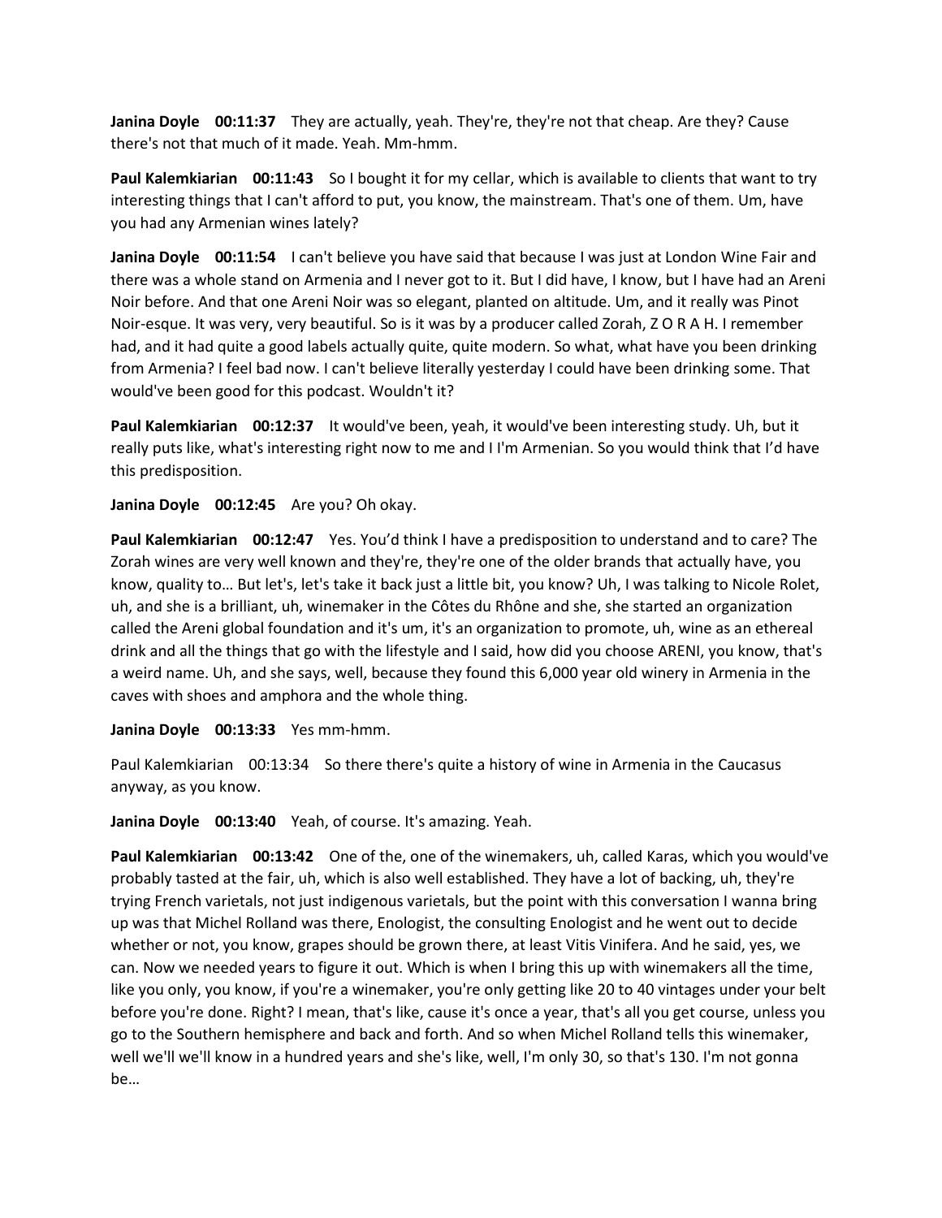**Janina Doyle 00:11:37** They are actually, yeah. They're, they're not that cheap. Are they? Cause there's not that much of it made. Yeah. Mm-hmm.

**Paul Kalemkiarian 00:11:43** So I bought it for my cellar, which is available to clients that want to try interesting things that I can't afford to put, you know, the mainstream. That's one of them. Um, have you had any Armenian wines lately?

**Janina Doyle 00:11:54** I can't believe you have said that because I was just at London Wine Fair and there was a whole stand on Armenia and I never got to it. But I did have, I know, but I have had an Areni Noir before. And that one Areni Noir was so elegant, planted on altitude. Um, and it really was Pinot Noir-esque. It was very, very beautiful. So is it was by a producer called Zorah, Z O R A H. I remember had, and it had quite a good labels actually quite, quite modern. So what, what have you been drinking from Armenia? I feel bad now. I can't believe literally yesterday I could have been drinking some. That would've been good for this podcast. Wouldn't it?

**Paul Kalemkiarian 00:12:37** It would've been, yeah, it would've been interesting study. Uh, but it really puts like, what's interesting right now to me and I I'm Armenian. So you would think that I'd have this predisposition.

**Janina Doyle 00:12:45** Are you? Oh okay.

**Paul Kalemkiarian 00:12:47** Yes. You'd think I have a predisposition to understand and to care? The Zorah wines are very well known and they're, they're one of the older brands that actually have, you know, quality to… But let's, let's take it back just a little bit, you know? Uh, I was talking to Nicole Rolet, uh, and she is a brilliant, uh, winemaker in the Côtes du Rhône and she, she started an organization called the Areni global foundation and it's um, it's an organization to promote, uh, wine as an ethereal drink and all the things that go with the lifestyle and I said, how did you choose ARENI, you know, that's a weird name. Uh, and she says, well, because they found this 6,000 year old winery in Armenia in the caves with shoes and amphora and the whole thing.

**Janina Doyle 00:13:33** Yes mm-hmm.

Paul Kalemkiarian 00:13:34 So there there's quite a history of wine in Armenia in the Caucasus anyway, as you know.

**Janina Doyle 00:13:40** Yeah, of course. It's amazing. Yeah.

**Paul Kalemkiarian 00:13:42** One of the, one of the winemakers, uh, called Karas, which you would've probably tasted at the fair, uh, which is also well established. They have a lot of backing, uh, they're trying French varietals, not just indigenous varietals, but the point with this conversation I wanna bring up was that Michel Rolland was there, Enologist, the consulting Enologist and he went out to decide whether or not, you know, grapes should be grown there, at least Vitis Vinifera. And he said, yes, we can. Now we needed years to figure it out. Which is when I bring this up with winemakers all the time, like you only, you know, if you're a winemaker, you're only getting like 20 to 40 vintages under your belt before you're done. Right? I mean, that's like, cause it's once a year, that's all you get course, unless you go to the Southern hemisphere and back and forth. And so when Michel Rolland tells this winemaker, well we'll we'll know in a hundred years and she's like, well, I'm only 30, so that's 130. I'm not gonna be…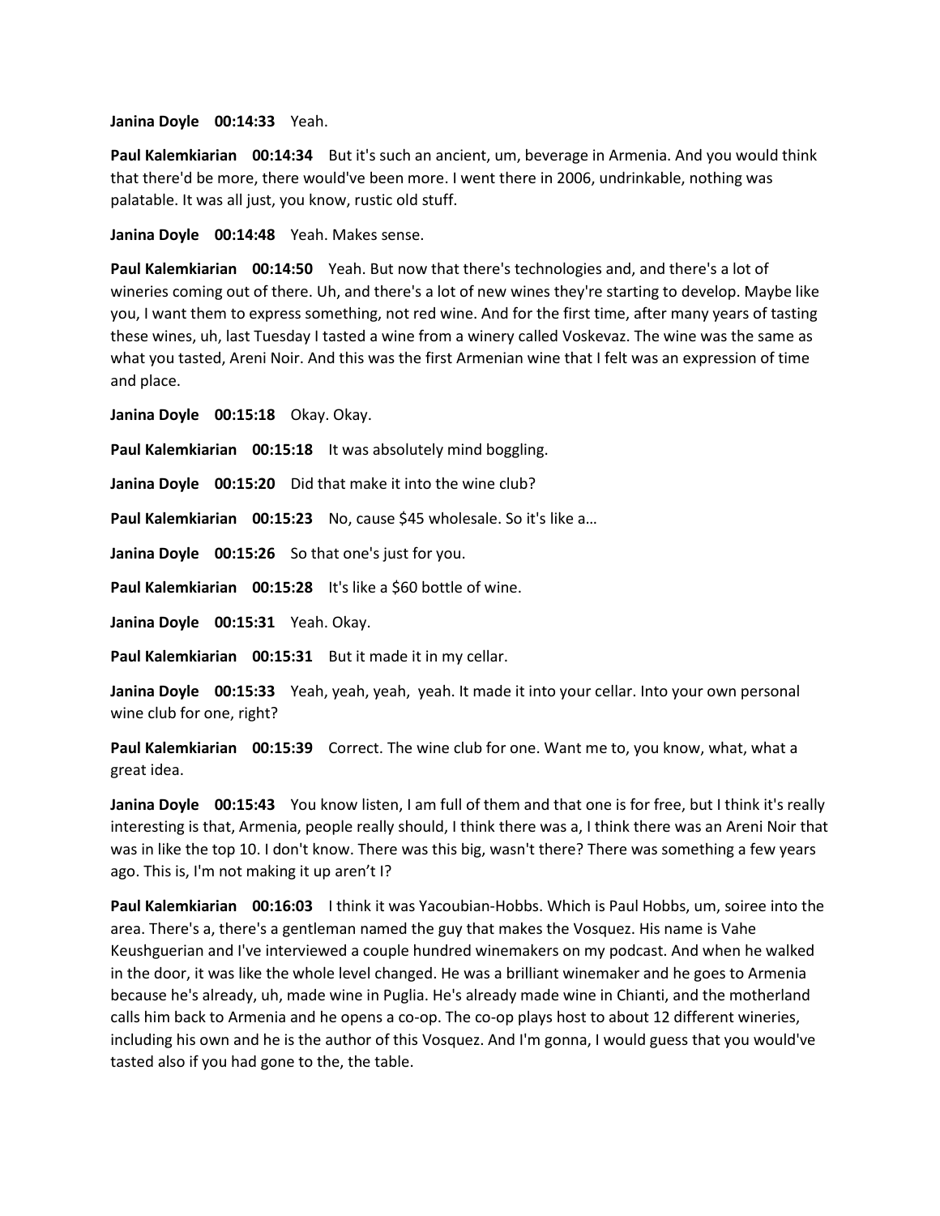**Janina Doyle 00:14:33** Yeah.

**Paul Kalemkiarian 00:14:34** But it's such an ancient, um, beverage in Armenia. And you would think that there'd be more, there would've been more. I went there in 2006, undrinkable, nothing was palatable. It was all just, you know, rustic old stuff.

**Janina Doyle 00:14:48** Yeah. Makes sense.

**Paul Kalemkiarian 00:14:50** Yeah. But now that there's technologies and, and there's a lot of wineries coming out of there. Uh, and there's a lot of new wines they're starting to develop. Maybe like you, I want them to express something, not red wine. And for the first time, after many years of tasting these wines, uh, last Tuesday I tasted a wine from a winery called Voskevaz. The wine was the same as what you tasted, Areni Noir. And this was the first Armenian wine that I felt was an expression of time and place.

**Janina Doyle 00:15:18** Okay. Okay.

**Paul Kalemkiarian 00:15:18** It was absolutely mind boggling.

**Janina Doyle 00:15:20** Did that make it into the wine club?

**Paul Kalemkiarian 00:15:23** No, cause $45 wholesale. So it's like a…

**Janina Doyle 00:15:26** So that one's just for you.

**Paul Kalemkiarian 00:15:28** It's like a $60 bottle of wine.

**Janina Doyle 00:15:31** Yeah. Okay.

**Paul Kalemkiarian 00:15:31** But it made it in my cellar.

**Janina Doyle 00:15:33** Yeah, yeah, yeah, yeah. It made it into your cellar. Into your own personal wine club for one, right?

**Paul Kalemkiarian 00:15:39** Correct. The wine club for one. Want me to, you know, what, what a great idea.

**Janina Doyle 00:15:43** You know listen, I am full of them and that one is for free, but I think it's really interesting is that, Armenia, people really should, I think there was a, I think there was an Areni Noir that was in like the top 10. I don't know. There was this big, wasn't there? There was something a few years ago. This is, I'm not making it up aren't I?

**Paul Kalemkiarian 00:16:03** I think it was Yacoubian-Hobbs. Which is Paul Hobbs, um, soiree into the area. There's a, there's a gentleman named the guy that makes the Vosquez. His name is Vahe Keushguerian and I've interviewed a couple hundred winemakers on my podcast. And when he walked in the door, it was like the whole level changed. He was a brilliant winemaker and he goes to Armenia because he's already, uh, made wine in Puglia. He's already made wine in Chianti, and the motherland calls him back to Armenia and he opens a co-op. The co-op plays host to about 12 different wineries, including his own and he is the author of this Vosquez. And I'm gonna, I would guess that you would've tasted also if you had gone to the, the table.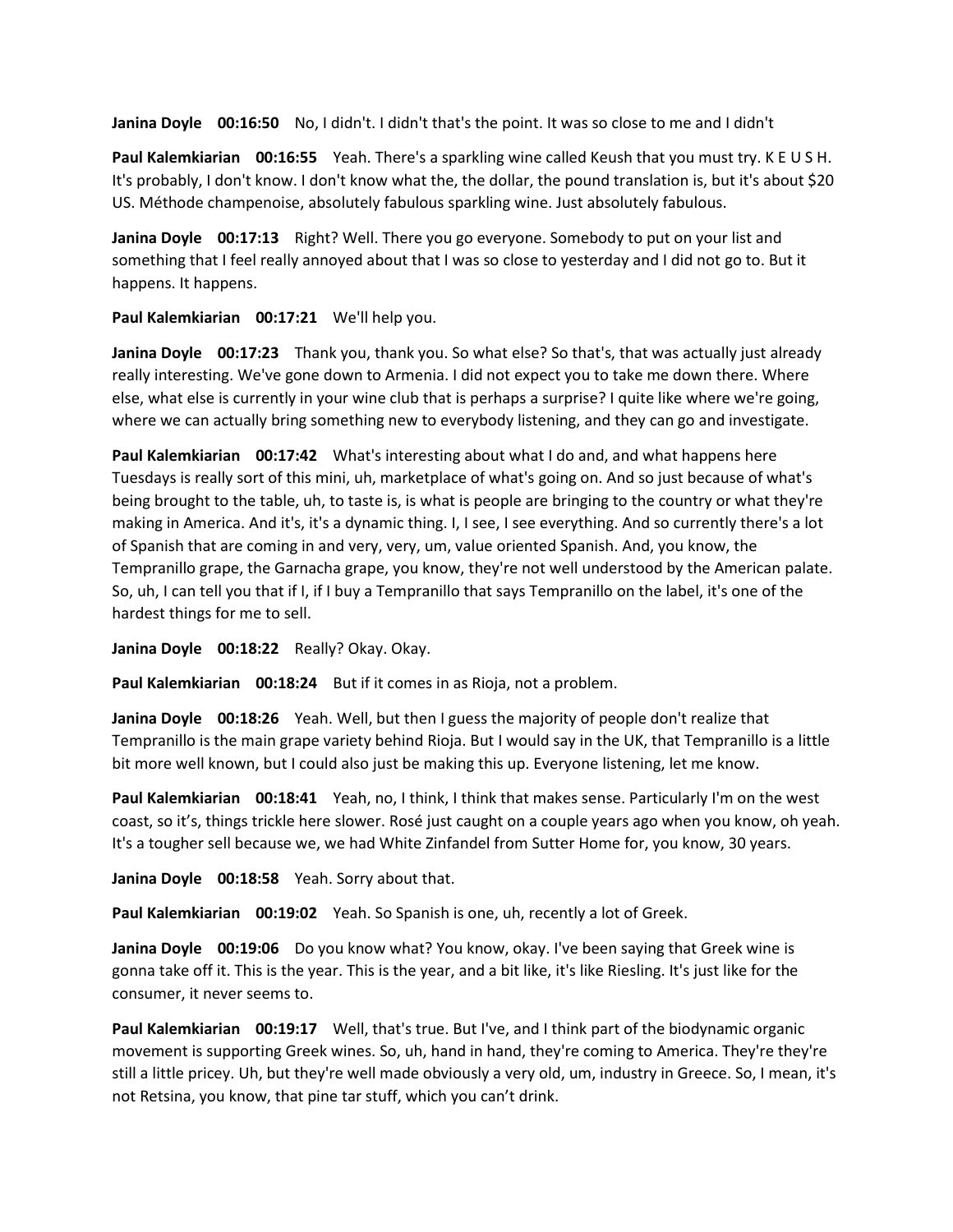**Janina Doyle 00:16:50** No, I didn't. I didn't that's the point. It was so close to me and I didn't

**Paul Kalemkiarian 00:16:55** Yeah. There's a sparkling wine called Keush that you must try. K E U S H. It's probably, I don't know. I don't know what the, the dollar, the pound translation is, but it's about $20 US. Méthode champenoise, absolutely fabulous sparkling wine. Just absolutely fabulous.

**Janina Doyle 00:17:13** Right? Well. There you go everyone. Somebody to put on your list and something that I feel really annoyed about that I was so close to yesterday and I did not go to. But it happens. It happens.

**Paul Kalemkiarian 00:17:21** We'll help you.

**Janina Doyle 00:17:23** Thank you, thank you. So what else? So that's, that was actually just already really interesting. We've gone down to Armenia. I did not expect you to take me down there. Where else, what else is currently in your wine club that is perhaps a surprise? I quite like where we're going, where we can actually bring something new to everybody listening, and they can go and investigate.

**Paul Kalemkiarian 00:17:42** What's interesting about what I do and, and what happens here Tuesdays is really sort of this mini, uh, marketplace of what's going on. And so just because of what's being brought to the table, uh, to taste is, is what is people are bringing to the country or what they're making in America. And it's, it's a dynamic thing. I, I see, I see everything. And so currently there's a lot of Spanish that are coming in and very, very, um, value oriented Spanish. And, you know, the Tempranillo grape, the Garnacha grape, you know, they're not well understood by the American palate. So, uh, I can tell you that if I, if I buy a Tempranillo that says Tempranillo on the label, it's one of the hardest things for me to sell.

**Janina Doyle 00:18:22** Really? Okay. Okay.

**Paul Kalemkiarian 00:18:24** But if it comes in as Rioja, not a problem.

**Janina Doyle 00:18:26** Yeah. Well, but then I guess the majority of people don't realize that Tempranillo is the main grape variety behind Rioja. But I would say in the UK, that Tempranillo is a little bit more well known, but I could also just be making this up. Everyone listening, let me know.

**Paul Kalemkiarian 00:18:41** Yeah, no, I think, I think that makes sense. Particularly I'm on the west coast, so it's, things trickle here slower. Rosé just caught on a couple years ago when you know, oh yeah. It's a tougher sell because we, we had White Zinfandel from Sutter Home for, you know, 30 years.

**Janina Doyle 00:18:58** Yeah. Sorry about that.

**Paul Kalemkiarian 00:19:02** Yeah. So Spanish is one, uh, recently a lot of Greek.

**Janina Doyle 00:19:06** Do you know what? You know, okay. I've been saying that Greek wine is gonna take off it. This is the year. This is the year, and a bit like, it's like Riesling. It's just like for the consumer, it never seems to.

**Paul Kalemkiarian 00:19:17** Well, that's true. But I've, and I think part of the biodynamic organic movement is supporting Greek wines. So, uh, hand in hand, they're coming to America. They're they're still a little pricey. Uh, but they're well made obviously a very old, um, industry in Greece. So, I mean, it's not Retsina, you know, that pine tar stuff, which you can't drink.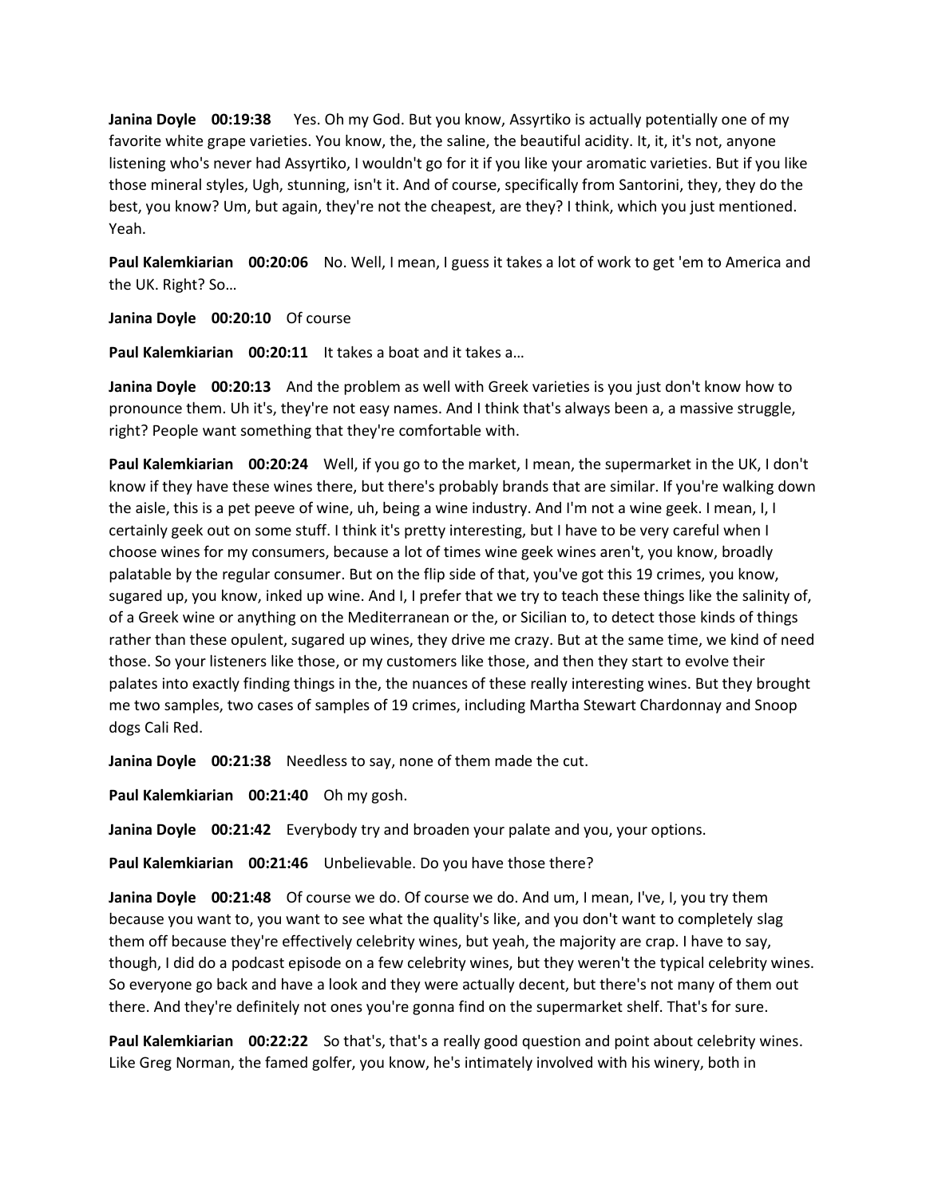**Janina Doyle 00:19:38** Yes. Oh my God. But you know, Assyrtiko is actually potentially one of my favorite white grape varieties. You know, the, the saline, the beautiful acidity. It, it, it's not, anyone listening who's never had Assyrtiko, I wouldn't go for it if you like your aromatic varieties. But if you like those mineral styles, Ugh, stunning, isn't it. And of course, specifically from Santorini, they, they do the best, you know? Um, but again, they're not the cheapest, are they? I think, which you just mentioned. Yeah.

**Paul Kalemkiarian 00:20:06** No. Well, I mean, I guess it takes a lot of work to get 'em to America and the UK. Right? So…

**Janina Doyle 00:20:10** Of course

**Paul Kalemkiarian 00:20:11** It takes a boat and it takes a…

**Janina Doyle 00:20:13** And the problem as well with Greek varieties is you just don't know how to pronounce them. Uh it's, they're not easy names. And I think that's always been a, a massive struggle, right? People want something that they're comfortable with.

**Paul Kalemkiarian 00:20:24** Well, if you go to the market, I mean, the supermarket in the UK, I don't know if they have these wines there, but there's probably brands that are similar. If you're walking down the aisle, this is a pet peeve of wine, uh, being a wine industry. And I'm not a wine geek. I mean, I, I certainly geek out on some stuff. I think it's pretty interesting, but I have to be very careful when I choose wines for my consumers, because a lot of times wine geek wines aren't, you know, broadly palatable by the regular consumer. But on the flip side of that, you've got this 19 crimes, you know, sugared up, you know, inked up wine. And I, I prefer that we try to teach these things like the salinity of, of a Greek wine or anything on the Mediterranean or the, or Sicilian to, to detect those kinds of things rather than these opulent, sugared up wines, they drive me crazy. But at the same time, we kind of need those. So your listeners like those, or my customers like those, and then they start to evolve their palates into exactly finding things in the, the nuances of these really interesting wines. But they brought me two samples, two cases of samples of 19 crimes, including Martha Stewart Chardonnay and Snoop dogs Cali Red.

**Janina Doyle 00:21:38** Needless to say, none of them made the cut.

**Paul Kalemkiarian 00:21:40** Oh my gosh.

**Janina Doyle 00:21:42** Everybody try and broaden your palate and you, your options.

**Paul Kalemkiarian 00:21:46** Unbelievable. Do you have those there?

**Janina Doyle 00:21:48** Of course we do. Of course we do. And um, I mean, I've, I, you try them because you want to, you want to see what the quality's like, and you don't want to completely slag them off because they're effectively celebrity wines, but yeah, the majority are crap. I have to say, though, I did do a podcast episode on a few celebrity wines, but they weren't the typical celebrity wines. So everyone go back and have a look and they were actually decent, but there's not many of them out there. And they're definitely not ones you're gonna find on the supermarket shelf. That's for sure.

**Paul Kalemkiarian 00:22:22** So that's, that's a really good question and point about celebrity wines. Like Greg Norman, the famed golfer, you know, he's intimately involved with his winery, both in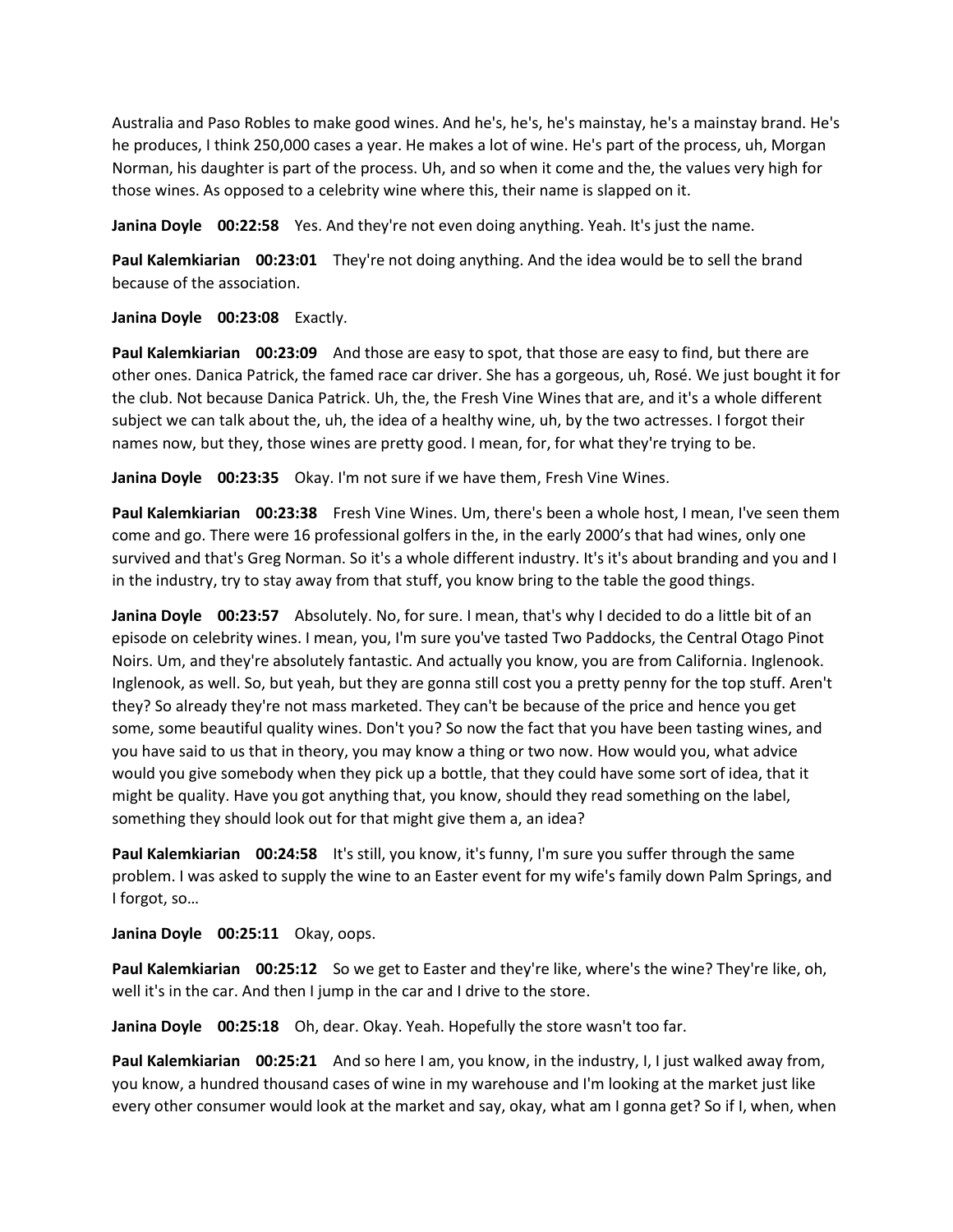Australia and Paso Robles to make good wines. And he's, he's, he's mainstay, he's a mainstay brand. He's he produces, I think 250,000 cases a year. He makes a lot of wine. He's part of the process, uh, Morgan Norman, his daughter is part of the process. Uh, and so when it come and the, the values very high for those wines. As opposed to a celebrity wine where this, their name is slapped on it.

**Janina Doyle 00:22:58** Yes. And they're not even doing anything. Yeah. It's just the name.

**Paul Kalemkiarian 00:23:01** They're not doing anything. And the idea would be to sell the brand because of the association.

**Janina Doyle 00:23:08** Exactly.

**Paul Kalemkiarian 00:23:09** And those are easy to spot, that those are easy to find, but there are other ones. Danica Patrick, the famed race car driver. She has a gorgeous, uh, Rosé. We just bought it for the club. Not because Danica Patrick. Uh, the, the Fresh Vine Wines that are, and it's a whole different subject we can talk about the, uh, the idea of a healthy wine, uh, by the two actresses. I forgot their names now, but they, those wines are pretty good. I mean, for, for what they're trying to be.

**Janina Doyle 00:23:35** Okay. I'm not sure if we have them, Fresh Vine Wines.

**Paul Kalemkiarian 00:23:38** Fresh Vine Wines. Um, there's been a whole host, I mean, I've seen them come and go. There were 16 professional golfers in the, in the early 2000's that had wines, only one survived and that's Greg Norman. So it's a whole different industry. It's it's about branding and you and I in the industry, try to stay away from that stuff, you know bring to the table the good things.

**Janina Doyle 00:23:57** Absolutely. No, for sure. I mean, that's why I decided to do a little bit of an episode on celebrity wines. I mean, you, I'm sure you've tasted Two Paddocks, the Central Otago Pinot Noirs. Um, and they're absolutely fantastic. And actually you know, you are from California. Inglenook. Inglenook, as well. So, but yeah, but they are gonna still cost you a pretty penny for the top stuff. Aren't they? So already they're not mass marketed. They can't be because of the price and hence you get some, some beautiful quality wines. Don't you? So now the fact that you have been tasting wines, and you have said to us that in theory, you may know a thing or two now. How would you, what advice would you give somebody when they pick up a bottle, that they could have some sort of idea, that it might be quality. Have you got anything that, you know, should they read something on the label, something they should look out for that might give them a, an idea?

**Paul Kalemkiarian 00:24:58** It's still, you know, it's funny, I'm sure you suffer through the same problem. I was asked to supply the wine to an Easter event for my wife's family down Palm Springs, and I forgot, so…

**Janina Doyle 00:25:11** Okay, oops.

**Paul Kalemkiarian 00:25:12** So we get to Easter and they're like, where's the wine? They're like, oh, well it's in the car. And then I jump in the car and I drive to the store.

**Janina Doyle 00:25:18** Oh, dear. Okay. Yeah. Hopefully the store wasn't too far.

**Paul Kalemkiarian 00:25:21** And so here I am, you know, in the industry, I, I just walked away from, you know, a hundred thousand cases of wine in my warehouse and I'm looking at the market just like every other consumer would look at the market and say, okay, what am I gonna get? So if I, when, when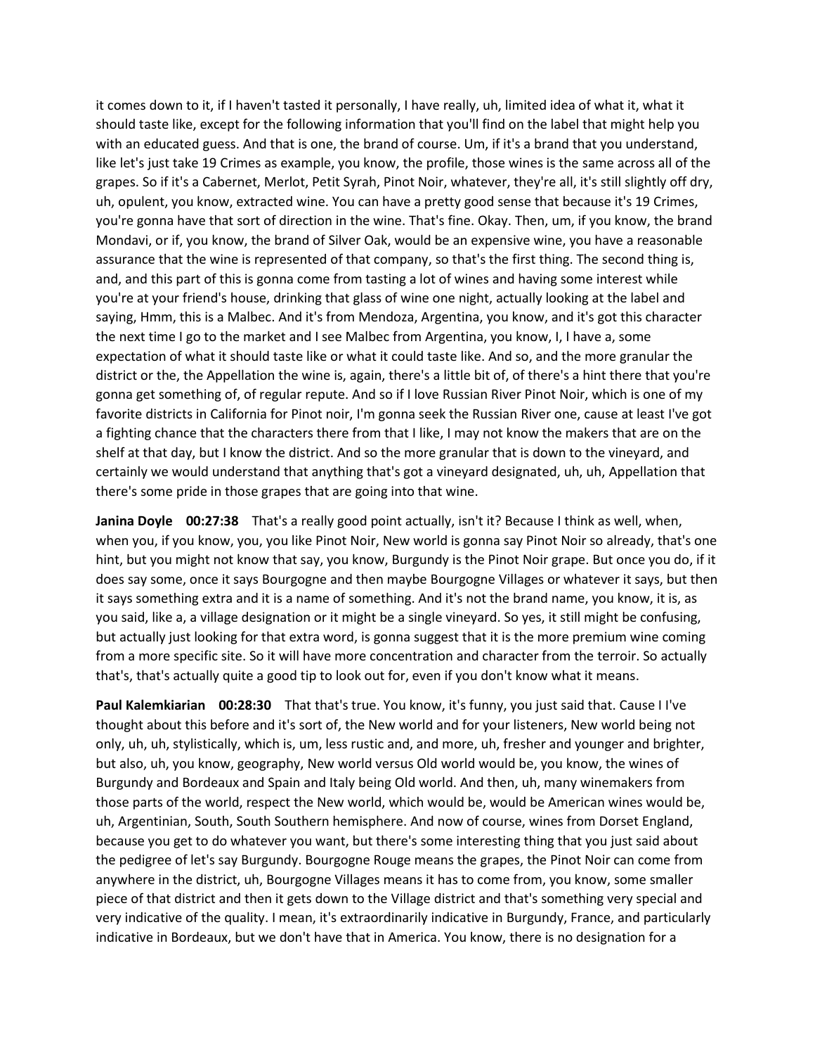it comes down to it, if I haven't tasted it personally, I have really, uh, limited idea of what it, what it should taste like, except for the following information that you'll find on the label that might help you with an educated guess. And that is one, the brand of course. Um, if it's a brand that you understand, like let's just take 19 Crimes as example, you know, the profile, those wines is the same across all of the grapes. So if it's a Cabernet, Merlot, Petit Syrah, Pinot Noir, whatever, they're all, it's still slightly off dry, uh, opulent, you know, extracted wine. You can have a pretty good sense that because it's 19 Crimes, you're gonna have that sort of direction in the wine. That's fine. Okay. Then, um, if you know, the brand Mondavi, or if, you know, the brand of Silver Oak, would be an expensive wine, you have a reasonable assurance that the wine is represented of that company, so that's the first thing. The second thing is, and, and this part of this is gonna come from tasting a lot of wines and having some interest while you're at your friend's house, drinking that glass of wine one night, actually looking at the label and saying, Hmm, this is a Malbec. And it's from Mendoza, Argentina, you know, and it's got this character the next time I go to the market and I see Malbec from Argentina, you know, I, I have a, some expectation of what it should taste like or what it could taste like. And so, and the more granular the district or the, the Appellation the wine is, again, there's a little bit of, of there's a hint there that you're gonna get something of, of regular repute. And so if I love Russian River Pinot Noir, which is one of my favorite districts in California for Pinot noir, I'm gonna seek the Russian River one, cause at least I've got a fighting chance that the characters there from that I like, I may not know the makers that are on the shelf at that day, but I know the district. And so the more granular that is down to the vineyard, and certainly we would understand that anything that's got a vineyard designated, uh, uh, Appellation that there's some pride in those grapes that are going into that wine.

**Janina Doyle 00:27:38** That's a really good point actually, isn't it? Because I think as well, when, when you, if you know, you, you like Pinot Noir, New world is gonna say Pinot Noir so already, that's one hint, but you might not know that say, you know, Burgundy is the Pinot Noir grape. But once you do, if it does say some, once it says Bourgogne and then maybe Bourgogne Villages or whatever it says, but then it says something extra and it is a name of something. And it's not the brand name, you know, it is, as you said, like a, a village designation or it might be a single vineyard. So yes, it still might be confusing, but actually just looking for that extra word, is gonna suggest that it is the more premium wine coming from a more specific site. So it will have more concentration and character from the terroir. So actually that's, that's actually quite a good tip to look out for, even if you don't know what it means.

**Paul Kalemkiarian 00:28:30** That that's true. You know, it's funny, you just said that. Cause I I've thought about this before and it's sort of, the New world and for your listeners, New world being not only, uh, uh, stylistically, which is, um, less rustic and, and more, uh, fresher and younger and brighter, but also, uh, you know, geography, New world versus Old world would be, you know, the wines of Burgundy and Bordeaux and Spain and Italy being Old world. And then, uh, many winemakers from those parts of the world, respect the New world, which would be, would be American wines would be, uh, Argentinian, South, South Southern hemisphere. And now of course, wines from Dorset England, because you get to do whatever you want, but there's some interesting thing that you just said about the pedigree of let's say Burgundy. Bourgogne Rouge means the grapes, the Pinot Noir can come from anywhere in the district, uh, Bourgogne Villages means it has to come from, you know, some smaller piece of that district and then it gets down to the Village district and that's something very special and very indicative of the quality. I mean, it's extraordinarily indicative in Burgundy, France, and particularly indicative in Bordeaux, but we don't have that in America. You know, there is no designation for a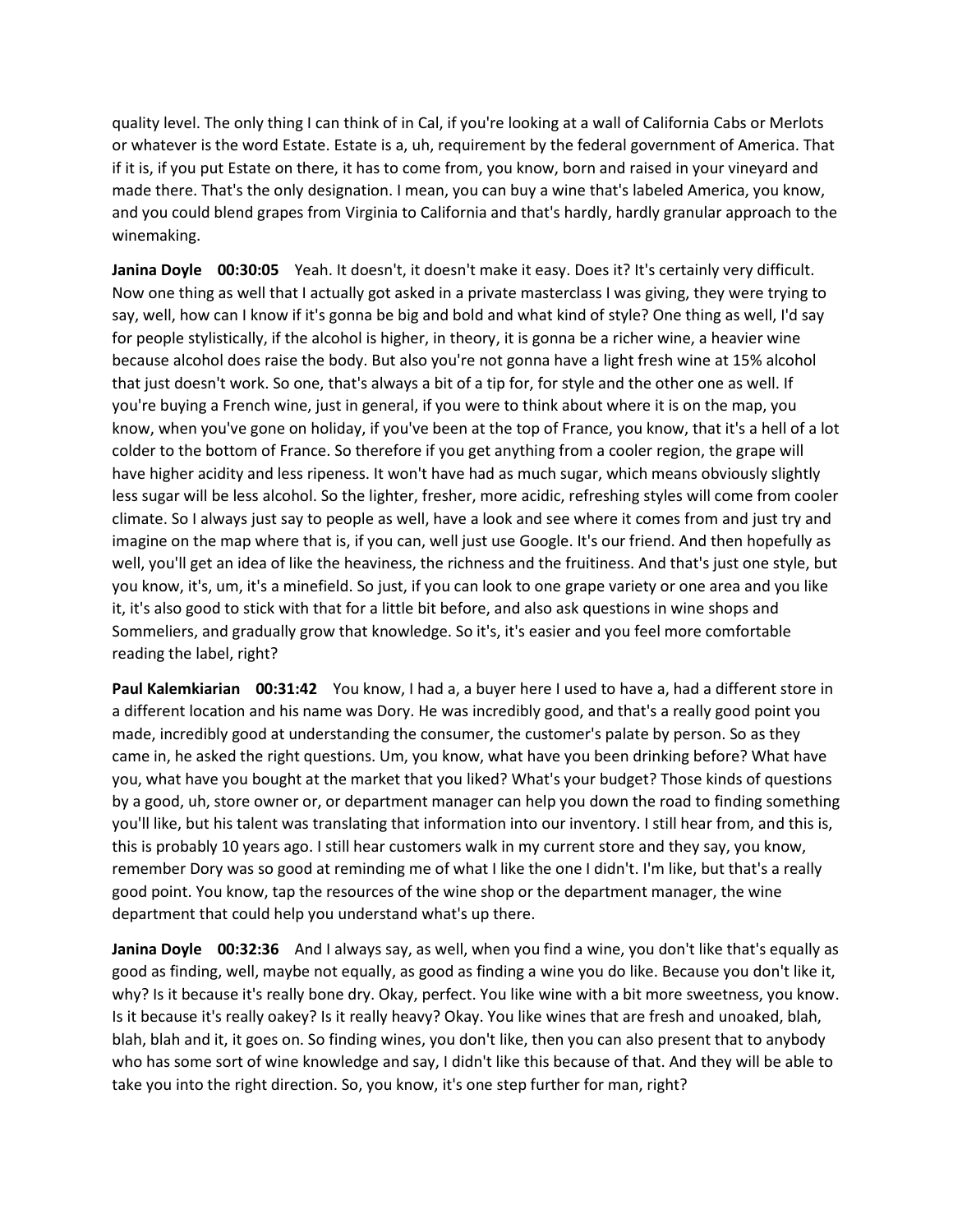quality level. The only thing I can think of in Cal, if you're looking at a wall of California Cabs or Merlots or whatever is the word Estate. Estate is a, uh, requirement by the federal government of America. That if it is, if you put Estate on there, it has to come from, you know, born and raised in your vineyard and made there. That's the only designation. I mean, you can buy a wine that's labeled America, you know, and you could blend grapes from Virginia to California and that's hardly, hardly granular approach to the winemaking.

**Janina Doyle 00:30:05** Yeah. It doesn't, it doesn't make it easy. Does it? It's certainly very difficult. Now one thing as well that I actually got asked in a private masterclass I was giving, they were trying to say, well, how can I know if it's gonna be big and bold and what kind of style? One thing as well, I'd say for people stylistically, if the alcohol is higher, in theory, it is gonna be a richer wine, a heavier wine because alcohol does raise the body. But also you're not gonna have a light fresh wine at 15% alcohol that just doesn't work. So one, that's always a bit of a tip for, for style and the other one as well. If you're buying a French wine, just in general, if you were to think about where it is on the map, you know, when you've gone on holiday, if you've been at the top of France, you know, that it's a hell of a lot colder to the bottom of France. So therefore if you get anything from a cooler region, the grape will have higher acidity and less ripeness. It won't have had as much sugar, which means obviously slightly less sugar will be less alcohol. So the lighter, fresher, more acidic, refreshing styles will come from cooler climate. So I always just say to people as well, have a look and see where it comes from and just try and imagine on the map where that is, if you can, well just use Google. It's our friend. And then hopefully as well, you'll get an idea of like the heaviness, the richness and the fruitiness. And that's just one style, but you know, it's, um, it's a minefield. So just, if you can look to one grape variety or one area and you like it, it's also good to stick with that for a little bit before, and also ask questions in wine shops and Sommeliers, and gradually grow that knowledge. So it's, it's easier and you feel more comfortable reading the label, right?

**Paul Kalemkiarian 00:31:42** You know, I had a, a buyer here I used to have a, had a different store in a different location and his name was Dory. He was incredibly good, and that's a really good point you made, incredibly good at understanding the consumer, the customer's palate by person. So as they came in, he asked the right questions. Um, you know, what have you been drinking before? What have you, what have you bought at the market that you liked? What's your budget? Those kinds of questions by a good, uh, store owner or, or department manager can help you down the road to finding something you'll like, but his talent was translating that information into our inventory. I still hear from, and this is, this is probably 10 years ago. I still hear customers walk in my current store and they say, you know, remember Dory was so good at reminding me of what I like the one I didn't. I'm like, but that's a really good point. You know, tap the resources of the wine shop or the department manager, the wine department that could help you understand what's up there.

**Janina Doyle 00:32:36** And I always say, as well, when you find a wine, you don't like that's equally as good as finding, well, maybe not equally, as good as finding a wine you do like. Because you don't like it, why? Is it because it's really bone dry. Okay, perfect. You like wine with a bit more sweetness, you know. Is it because it's really oakey? Is it really heavy? Okay. You like wines that are fresh and unoaked, blah, blah, blah and it, it goes on. So finding wines, you don't like, then you can also present that to anybody who has some sort of wine knowledge and say, I didn't like this because of that. And they will be able to take you into the right direction. So, you know, it's one step further for man, right?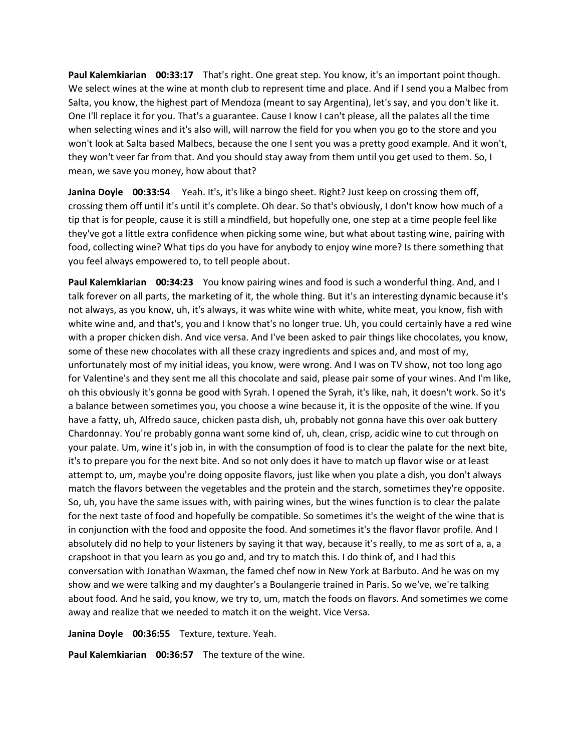**Paul Kalemkiarian 00:33:17** That's right. One great step. You know, it's an important point though. We select wines at the wine at month club to represent time and place. And if I send you a Malbec from Salta, you know, the highest part of Mendoza (meant to say Argentina), let's say, and you don't like it. One I'll replace it for you. That's a guarantee. Cause I know I can't please, all the palates all the time when selecting wines and it's also will, will narrow the field for you when you go to the store and you won't look at Salta based Malbecs, because the one I sent you was a pretty good example. And it won't, they won't veer far from that. And you should stay away from them until you get used to them. So, I mean, we save you money, how about that?

**Janina Doyle 00:33:54** Yeah. It's, it's like a bingo sheet. Right? Just keep on crossing them off, crossing them off until it's until it's complete. Oh dear. So that's obviously, I don't know how much of a tip that is for people, cause it is still a mindfield, but hopefully one, one step at a time people feel like they've got a little extra confidence when picking some wine, but what about tasting wine, pairing with food, collecting wine? What tips do you have for anybody to enjoy wine more? Is there something that you feel always empowered to, to tell people about.

**Paul Kalemkiarian 00:34:23** You know pairing wines and food is such a wonderful thing. And, and I talk forever on all parts, the marketing of it, the whole thing. But it's an interesting dynamic because it's not always, as you know, uh, it's always, it was white wine with white, white meat, you know, fish with white wine and, and that's, you and I know that's no longer true. Uh, you could certainly have a red wine with a proper chicken dish. And vice versa. And I've been asked to pair things like chocolates, you know, some of these new chocolates with all these crazy ingredients and spices and, and most of my, unfortunately most of my initial ideas, you know, were wrong. And I was on TV show, not too long ago for Valentine's and they sent me all this chocolate and said, please pair some of your wines. And I'm like, oh this obviously it's gonna be good with Syrah. I opened the Syrah, it's like, nah, it doesn't work. So it's a balance between sometimes you, you choose a wine because it, it is the opposite of the wine. If you have a fatty, uh, Alfredo sauce, chicken pasta dish, uh, probably not gonna have this over oak buttery Chardonnay. You're probably gonna want some kind of, uh, clean, crisp, acidic wine to cut through on your palate. Um, wine it's job in, in with the consumption of food is to clear the palate for the next bite, it's to prepare you for the next bite. And so not only does it have to match up flavor wise or at least attempt to, um, maybe you're doing opposite flavors, just like when you plate a dish, you don't always match the flavors between the vegetables and the protein and the starch, sometimes they're opposite. So, uh, you have the same issues with, with pairing wines, but the wines function is to clear the palate for the next taste of food and hopefully be compatible. So sometimes it's the weight of the wine that is in conjunction with the food and opposite the food. And sometimes it's the flavor flavor profile. And I absolutely did no help to your listeners by saying it that way, because it's really, to me as sort of a, a, a crapshoot in that you learn as you go and, and try to match this. I do think of, and I had this conversation with Jonathan Waxman, the famed chef now in New York at Barbuto. And he was on my show and we were talking and my daughter's a Boulangerie trained in Paris. So we've, we're talking about food. And he said, you know, we try to, um, match the foods on flavors. And sometimes we come away and realize that we needed to match it on the weight. Vice Versa.

**Janina Doyle 00:36:55** Texture, texture. Yeah.

**Paul Kalemkiarian 00:36:57** The texture of the wine.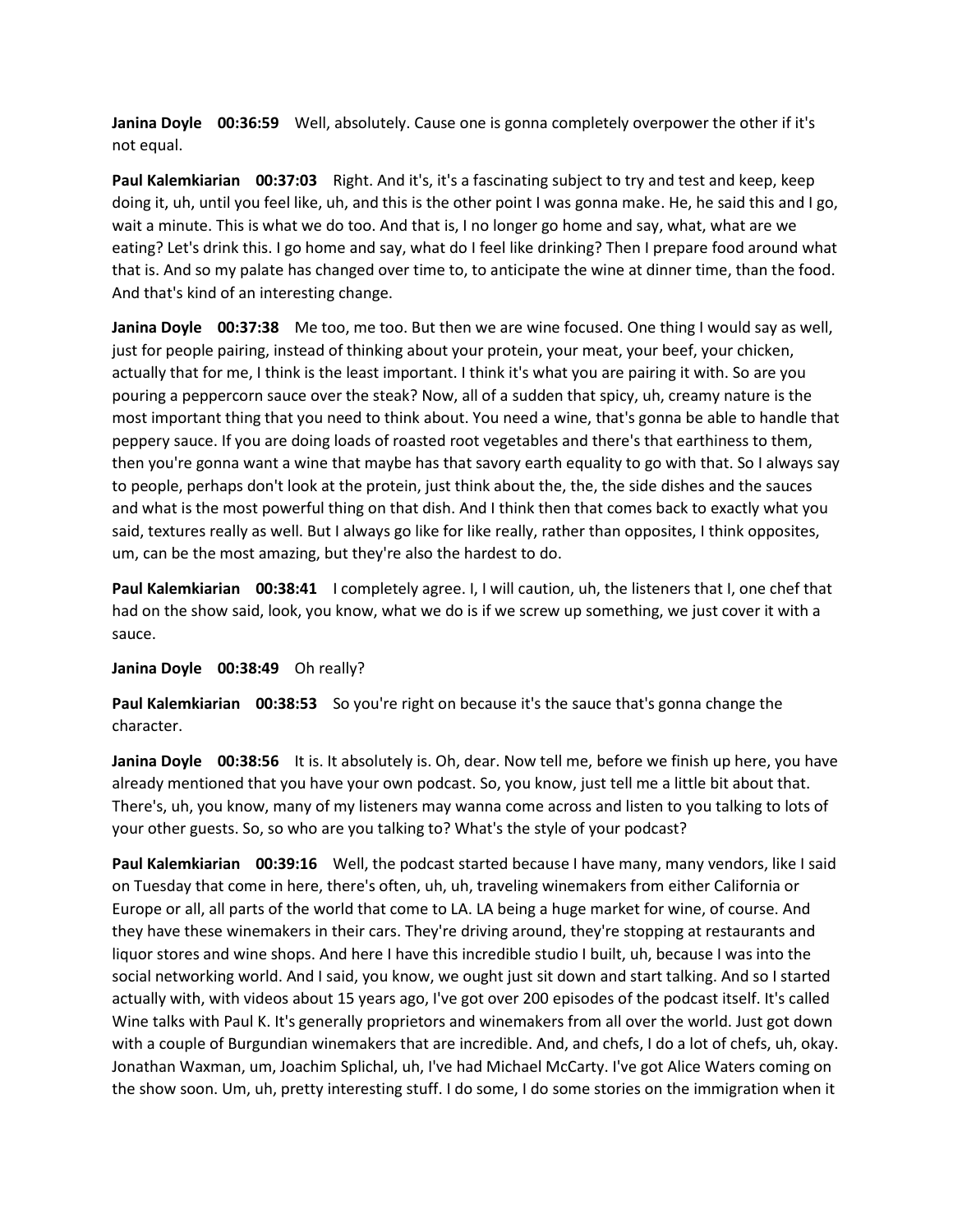**Janina Doyle 00:36:59** Well, absolutely. Cause one is gonna completely overpower the other if it's not equal.

**Paul Kalemkiarian 00:37:03** Right. And it's, it's a fascinating subject to try and test and keep, keep doing it, uh, until you feel like, uh, and this is the other point I was gonna make. He, he said this and I go, wait a minute. This is what we do too. And that is, I no longer go home and say, what, what are we eating? Let's drink this. I go home and say, what do I feel like drinking? Then I prepare food around what that is. And so my palate has changed over time to, to anticipate the wine at dinner time, than the food. And that's kind of an interesting change.

**Janina Doyle 00:37:38** Me too, me too. But then we are wine focused. One thing I would say as well, just for people pairing, instead of thinking about your protein, your meat, your beef, your chicken, actually that for me, I think is the least important. I think it's what you are pairing it with. So are you pouring a peppercorn sauce over the steak? Now, all of a sudden that spicy, uh, creamy nature is the most important thing that you need to think about. You need a wine, that's gonna be able to handle that peppery sauce. If you are doing loads of roasted root vegetables and there's that earthiness to them, then you're gonna want a wine that maybe has that savory earth equality to go with that. So I always say to people, perhaps don't look at the protein, just think about the, the, the side dishes and the sauces and what is the most powerful thing on that dish. And I think then that comes back to exactly what you said, textures really as well. But I always go like for like really, rather than opposites, I think opposites, um, can be the most amazing, but they're also the hardest to do.

**Paul Kalemkiarian 00:38:41** I completely agree. I, I will caution, uh, the listeners that I, one chef that had on the show said, look, you know, what we do is if we screw up something, we just cover it with a sauce.

**Janina Doyle 00:38:49** Oh really?

**Paul Kalemkiarian 00:38:53** So you're right on because it's the sauce that's gonna change the character.

**Janina Doyle 00:38:56** It is. It absolutely is. Oh, dear. Now tell me, before we finish up here, you have already mentioned that you have your own podcast. So, you know, just tell me a little bit about that. There's, uh, you know, many of my listeners may wanna come across and listen to you talking to lots of your other guests. So, so who are you talking to? What's the style of your podcast?

**Paul Kalemkiarian 00:39:16** Well, the podcast started because I have many, many vendors, like I said on Tuesday that come in here, there's often, uh, uh, traveling winemakers from either California or Europe or all, all parts of the world that come to LA. LA being a huge market for wine, of course. And they have these winemakers in their cars. They're driving around, they're stopping at restaurants and liquor stores and wine shops. And here I have this incredible studio I built, uh, because I was into the social networking world. And I said, you know, we ought just sit down and start talking. And so I started actually with, with videos about 15 years ago, I've got over 200 episodes of the podcast itself. It's called Wine talks with Paul K. It's generally proprietors and winemakers from all over the world. Just got down with a couple of Burgundian winemakers that are incredible. And, and chefs, I do a lot of chefs, uh, okay. Jonathan Waxman, um, Joachim Splichal, uh, I've had Michael McCarty. I've got Alice Waters coming on the show soon. Um, uh, pretty interesting stuff. I do some, I do some stories on the immigration when it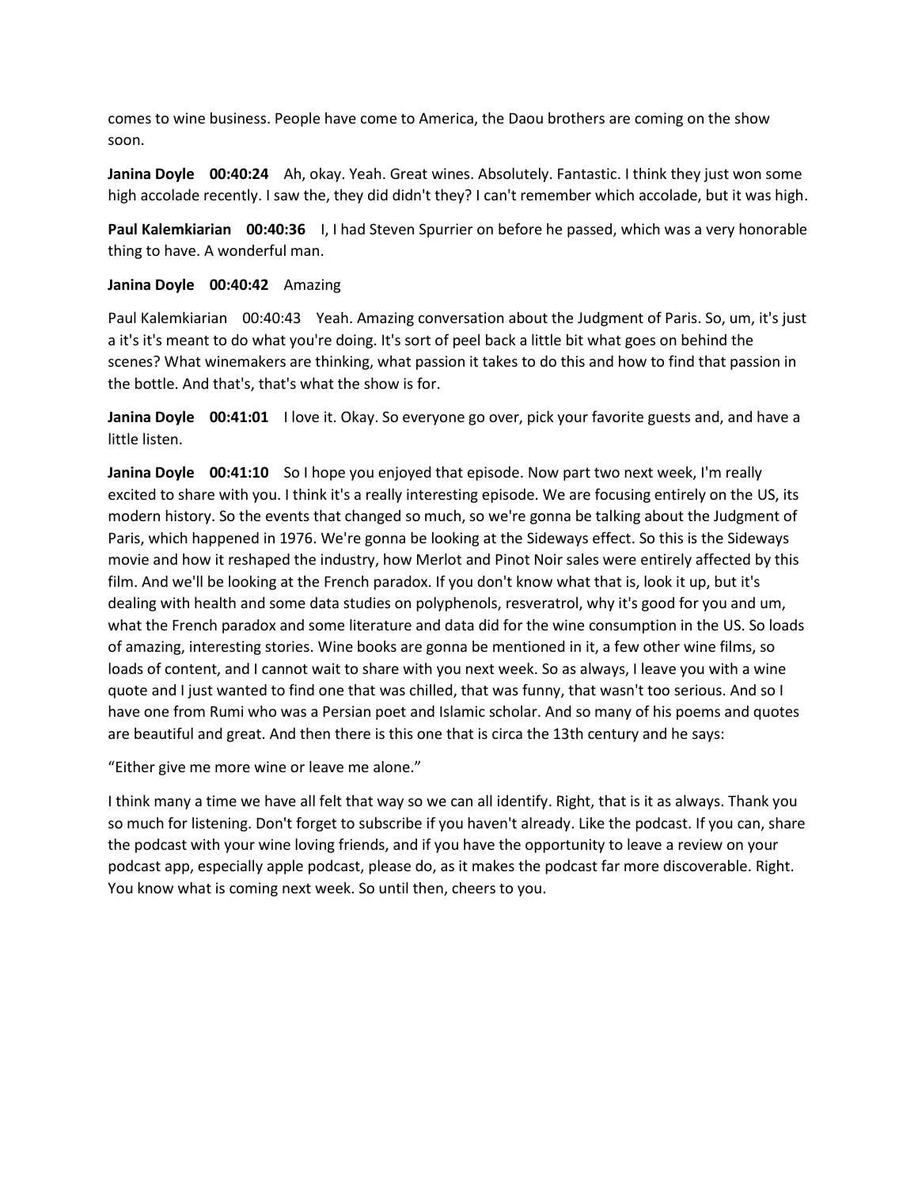comes to wine business. People have come to America, the Daou brothers are coming on the show soon.

**Janina Doyle 00:40:24** Ah, okay. Yeah. Great wines. Absolutely. Fantastic. I think they just won some high accolade recently. I saw the, they did didn't they? I can't remember which accolade, but it was high.

**Paul Kalemkiarian 00:40:36** I, I had Steven Spurrier on before he passed, which was a very honorable thing to have. A wonderful man.

**Janina Doyle 00:40:42** Amazing

Paul Kalemkiarian 00:40:43 Yeah. Amazing conversation about the Judgment of Paris. So, um, it's just a it's it's meant to do what you're doing. It's sort of peel back a little bit what goes on behind the scenes? What winemakers are thinking, what passion it takes to do this and how to find that passion in the bottle. And that's, that's what the show is for.

**Janina Doyle 00:41:01** I love it. Okay. So everyone go over, pick your favorite guests and, and have a little listen.

**Janina Doyle 00:41:10** So I hope you enjoyed that episode. Now part two next week, I'm really excited to share with you. I think it's a really interesting episode. We are focusing entirely on the US, its modern history. So the events that changed so much, so we're gonna be talking about the Judgment of Paris, which happened in 1976. We're gonna be looking at the Sideways effect. So this is the Sideways movie and how it reshaped the industry, how Merlot and Pinot Noir sales were entirely affected by this film. And we'll be looking at the French paradox. If you don't know what that is, look it up, but it's dealing with health and some data studies on polyphenols, resveratrol, why it's good for you and um, what the French paradox and some literature and data did for the wine consumption in the US. So loads of amazing, interesting stories. Wine books are gonna be mentioned in it, a few other wine films, so loads of content, and I cannot wait to share with you next week. So as always, I leave you with a wine quote and I just wanted to find one that was chilled, that was funny, that wasn't too serious. And so I have one from Rumi who was a Persian poet and Islamic scholar. And so many of his poems and quotes are beautiful and great. And then there is this one that is circa the 13th century and he says:

"Either give me more wine or leave me alone."

I think many a time we have all felt that way so we can all identify. Right, that is it as always. Thank you so much for listening. Don't forget to subscribe if you haven't already. Like the podcast. If you can, share the podcast with your wine loving friends, and if you have the opportunity to leave a review on your podcast app, especially apple podcast, please do, as it makes the podcast far more discoverable. Right. You know what is coming next week. So until then, cheers to you.